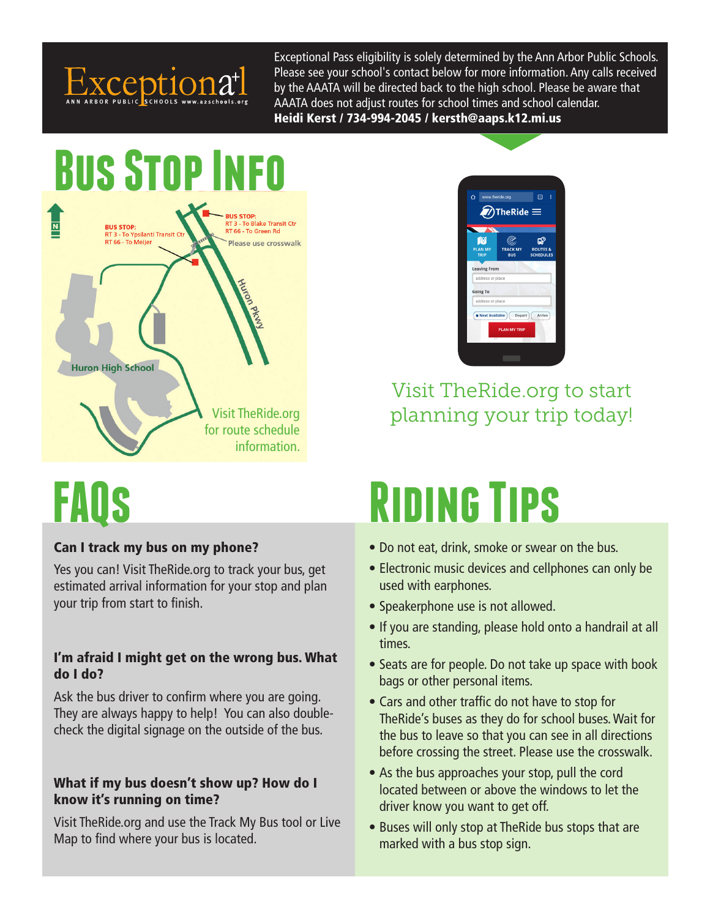Exceptional+ ANN ARBOR PUBLIC SCHOOLS www.a2schools.org

Exceptional Pass eligibility is solely determined by the Ann Arbor Public Schools. Please see your school's contact below for more information. Any calls received by the AAATA will be directed back to the high school. Please be aware that AAATA does not adjust routes for school times and school calendar.
**Heidi Kerst / 734-994-2045 / kersth@aaps.k12.mi.us**

# Bus Stop Info

N

BUS STOP:
RT 3 - To Ypsilanti Transit Ctr
RT 66 - To Meijer

BUS STOP:
RT 3 - To Blake Transit Ctr
RT 66 - To Green Rd

Please use crosswalk

Huron Pkwy

Huron High School

Visit TheRide.org for route schedule information.

Visit TheRide.org to start planning your trip today!

# FAQs

**Can I track my bus on my phone?**

Yes you can! Visit TheRide.org to track your bus, get estimated arrival information for your stop and plan your trip from start to finish.

**I'm afraid I might get on the wrong bus. What do I do?**

Ask the bus driver to confirm where you are going. They are always happy to help! You can also double-check the digital signage on the outside of the bus.

**What if my bus doesn't show up? How do I know it's running on time?**

Visit TheRide.org and use the Track My Bus tool or Live Map to find where your bus is located.

# Riding Tips

- Do not eat, drink, smoke or swear on the bus.
- Electronic music devices and cellphones can only be used with earphones.
- Speakerphone use is not allowed.
- If you are standing, please hold onto a handrail at all times.
- Seats are for people. Do not take up space with book bags or other personal items.
- Cars and other traffic do not have to stop for TheRide's buses as they do for school buses. Wait for the bus to leave so that you can see in all directions before crossing the street. Please use the crosswalk.
- As the bus approaches your stop, pull the cord located between or above the windows to let the driver know you want to get off.
- Buses will only stop at TheRide bus stops that are marked with a bus stop sign.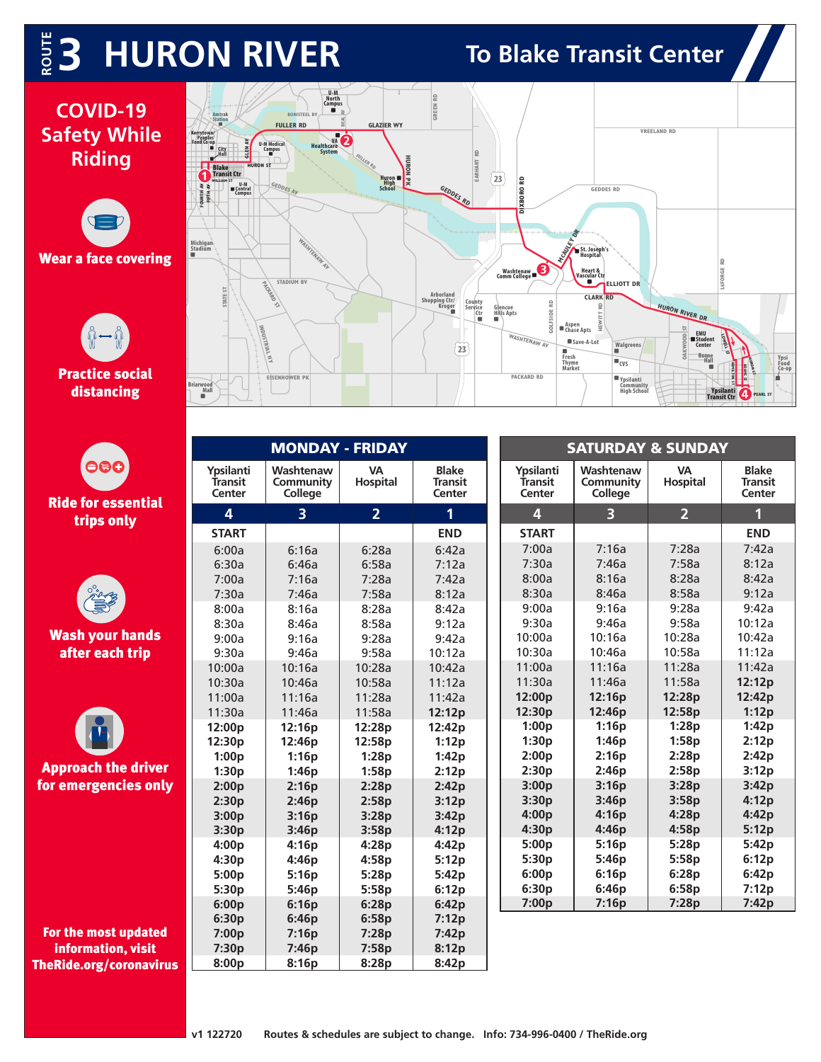# ROUTE 3 HURON RIVER

## To Blake Transit Center

## COVID-19 Safety While Riding

**Wear a face covering**

**Practice social distancing**

**Ride for essential trips only**

**Wash your hands after each trip**

**Approach the driver for emergencies only**

**For the most updated information, visit TheRide.org/coronavirus**

### MONDAY - FRIDAY

| Ypsilanti Transit Center | Washtenaw Community College | VA Hospital | Blake Transit Center |
|---|---|---|---|
| 4 | 3 | 2 | 1 |
| START | | | END |
| 6:00a | 6:16a | 6:28a | 6:42a |
| 6:30a | 6:46a | 6:58a | 7:12a |
| 7:00a | 7:16a | 7:28a | 7:42a |
| 7:30a | 7:46a | 7:58a | 8:12a |
| 8:00a | 8:16a | 8:28a | 8:42a |
| 8:30a | 8:46a | 8:58a | 9:12a |
| 9:00a | 9:16a | 9:28a | 9:42a |
| 9:30a | 9:46a | 9:58a | 10:12a |
| 10:00a | 10:16a | 10:28a | 10:42a |
| 10:30a | 10:46a | 10:58a | 11:12a |
| 11:00a | 11:16a | 11:28a | 11:42a |
| 11:30a | 11:46a | 11:58a | **12:12p** |
| **12:00p** | **12:16p** | **12:28p** | **12:42p** |
| **12:30p** | **12:46p** | **12:58p** | **1:12p** |
| **1:00p** | **1:16p** | **1:28p** | **1:42p** |
| **1:30p** | **1:46p** | **1:58p** | **2:12p** |
| **2:00p** | **2:16p** | **2:28p** | **2:42p** |
| **2:30p** | **2:46p** | **2:58p** | **3:12p** |
| **3:00p** | **3:16p** | **3:28p** | **3:42p** |
| **3:30p** | **3:46p** | **3:58p** | **4:12p** |
| **4:00p** | **4:16p** | **4:28p** | **4:42p** |
| **4:30p** | **4:46p** | **4:58p** | **5:12p** |
| **5:00p** | **5:16p** | **5:28p** | **5:42p** |
| **5:30p** | **5:46p** | **5:58p** | **6:12p** |
| **6:00p** | **6:16p** | **6:28p** | **6:42p** |
| **6:30p** | **6:46p** | **6:58p** | **7:12p** |
| **7:00p** | **7:16p** | **7:28p** | **7:42p** |
| **7:30p** | **7:46p** | **7:58p** | **8:12p** |
| **8:00p** | **8:16p** | **8:28p** | **8:42p** |

### SATURDAY & SUNDAY

| Ypsilanti Transit Center | Washtenaw Community College | VA Hospital | Blake Transit Center |
|---|---|---|---|
| 4 | 3 | 2 | 1 |
| START | | | END |
| 7:00a | 7:16a | 7:28a | 7:42a |
| 7:30a | 7:46a | 7:58a | 8:12a |
| 8:00a | 8:16a | 8:28a | 8:42a |
| 8:30a | 8:46a | 8:58a | 9:12a |
| 9:00a | 9:16a | 9:28a | 9:42a |
| 9:30a | 9:46a | 9:58a | 10:12a |
| 10:00a | 10:16a | 10:28a | 10:42a |
| 10:30a | 10:46a | 10:58a | 11:12a |
| 11:00a | 11:16a | 11:28a | 11:42a |
| 11:30a | 11:46a | 11:58a | **12:12p** |
| **12:00p** | **12:16p** | **12:28p** | **12:42p** |
| **12:30p** | **12:46p** | **12:58p** | **1:12p** |
| **1:00p** | **1:16p** | **1:28p** | **1:42p** |
| **1:30p** | **1:46p** | **1:58p** | **2:12p** |
| **2:00p** | **2:16p** | **2:28p** | **2:42p** |
| **2:30p** | **2:46p** | **2:58p** | **3:12p** |
| **3:00p** | **3:16p** | **3:28p** | **3:42p** |
| **3:30p** | **3:46p** | **3:58p** | **4:12p** |
| **4:00p** | **4:16p** | **4:28p** | **4:42p** |
| **4:30p** | **4:46p** | **4:58p** | **5:12p** |
| **5:00p** | **5:16p** | **5:28p** | **5:42p** |
| **5:30p** | **5:46p** | **5:58p** | **6:12p** |
| **6:00p** | **6:16p** | **6:28p** | **6:42p** |
| **6:30p** | **6:46p** | **6:58p** | **7:12p** |
| **7:00p** | **7:16p** | **7:28p** | **7:42p** |

v1 122720 Routes & schedules are subject to change. Info: 734-996-0400 / TheRide.org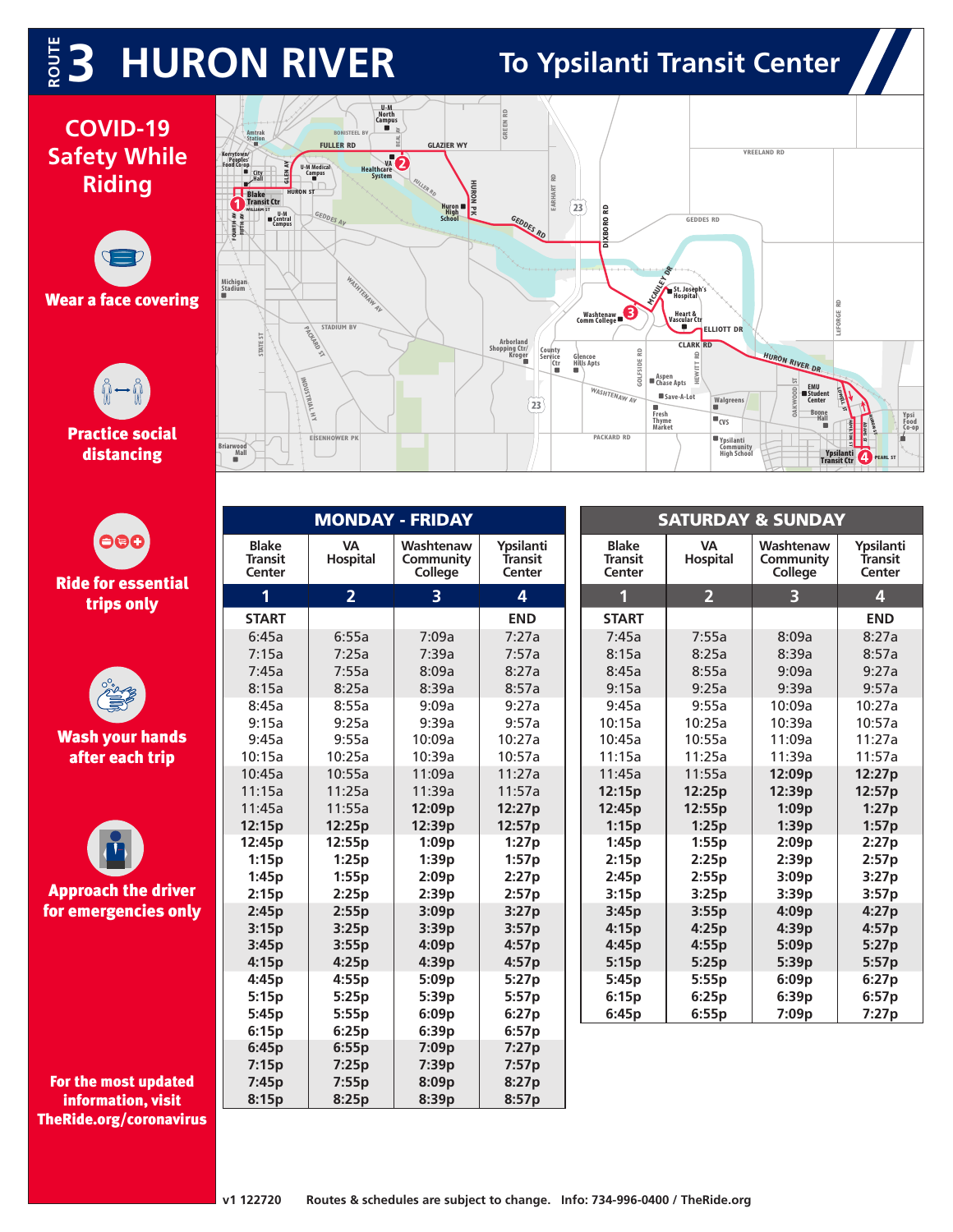# ROUTE 3 HURON RIVER

## To Ypsilanti Transit Center

### COVID-19 Safety While Riding

- Wear a face covering
- Practice social distancing
- Ride for essential trips only
- Wash your hands after each trip
- Approach the driver for emergencies only

For the most updated information, visit TheRide.org/coronavirus

### MONDAY - FRIDAY

| Blake Transit Center | VA Hospital | Washtenaw Community College | Ypsilanti Transit Center |
|---|---|---|---|
| 1 | 2 | 3 | 4 |
| START | | | END |
| 6:45a | 6:55a | 7:09a | 7:27a |
| 7:15a | 7:25a | 7:39a | 7:57a |
| 7:45a | 7:55a | 8:09a | 8:27a |
| 8:15a | 8:25a | 8:39a | 8:57a |
| 8:45a | 8:55a | 9:09a | 9:27a |
| 9:15a | 9:25a | 9:39a | 9:57a |
| 9:45a | 9:55a | 10:09a | 10:27a |
| 10:15a | 10:25a | 10:39a | 10:57a |
| 10:45a | 10:55a | 11:09a | 11:27a |
| 11:15a | 11:25a | 11:39a | 11:57a |
| 11:45a | 11:55a | **12:09p** | **12:27p** |
| **12:15p** | **12:25p** | **12:39p** | **12:57p** |
| **12:45p** | **12:55p** | **1:09p** | **1:27p** |
| **1:15p** | **1:25p** | **1:39p** | **1:57p** |
| **1:45p** | **1:55p** | **2:09p** | **2:27p** |
| **2:15p** | **2:25p** | **2:39p** | **2:57p** |
| **2:45p** | **2:55p** | **3:09p** | **3:27p** |
| **3:15p** | **3:25p** | **3:39p** | **3:57p** |
| **3:45p** | **3:55p** | **4:09p** | **4:57p** |
| **4:15p** | **4:25p** | **4:39p** | **4:57p** |
| **4:45p** | **4:55p** | **5:09p** | **5:27p** |
| **5:15p** | **5:25p** | **5:39p** | **5:57p** |
| **5:45p** | **5:55p** | **6:09p** | **6:27p** |
| **6:15p** | **6:25p** | **6:39p** | **6:57p** |
| **6:45p** | **6:55p** | **7:09p** | **7:27p** |
| **7:15p** | **7:25p** | **7:39p** | **7:57p** |
| **7:45p** | **7:55p** | **8:09p** | **8:27p** |
| **8:15p** | **8:25p** | **8:39p** | **8:57p** |

### SATURDAY & SUNDAY

| Blake Transit Center | VA Hospital | Washtenaw Community College | Ypsilanti Transit Center |
|---|---|---|---|
| 1 | 2 | 3 | 4 |
| START | | | END |
| 7:45a | 7:55a | 8:09a | 8:27a |
| 8:15a | 8:25a | 8:39a | 8:57a |
| 8:45a | 8:55a | 9:09a | 9:27a |
| 9:15a | 9:25a | 9:39a | 9:57a |
| 9:45a | 9:55a | 10:09a | 10:27a |
| 10:15a | 10:25a | 10:39a | 10:57a |
| 10:45a | 10:55a | 11:09a | 11:27a |
| 11:15a | 11:25a | 11:39a | 11:57a |
| 11:45a | 11:55a | **12:09p** | **12:27p** |
| **12:15p** | **12:25p** | **12:39p** | **12:57p** |
| **12:45p** | **12:55p** | **1:09p** | **1:27p** |
| **1:15p** | **1:25p** | **1:39p** | **1:57p** |
| **1:45p** | **1:55p** | **2:09p** | **2:27p** |
| **2:15p** | **2:25p** | **2:39p** | **2:57p** |
| **2:45p** | **2:55p** | **3:09p** | **3:27p** |
| **3:15p** | **3:25p** | **3:39p** | **3:57p** |
| **3:45p** | **3:55p** | **4:09p** | **4:27p** |
| **4:15p** | **4:25p** | **4:39p** | **4:57p** |
| **4:45p** | **4:55p** | **5:09p** | **5:27p** |
| **5:15p** | **5:25p** | **5:39p** | **5:57p** |
| **5:45p** | **5:55p** | **6:09p** | **6:27p** |
| **6:15p** | **6:25p** | **6:39p** | **6:57p** |
| **6:45p** | **6:55p** | **7:09p** | **7:27p** |

v1 122720 Routes & schedules are subject to change. Info: 734-996-0400 / TheRide.org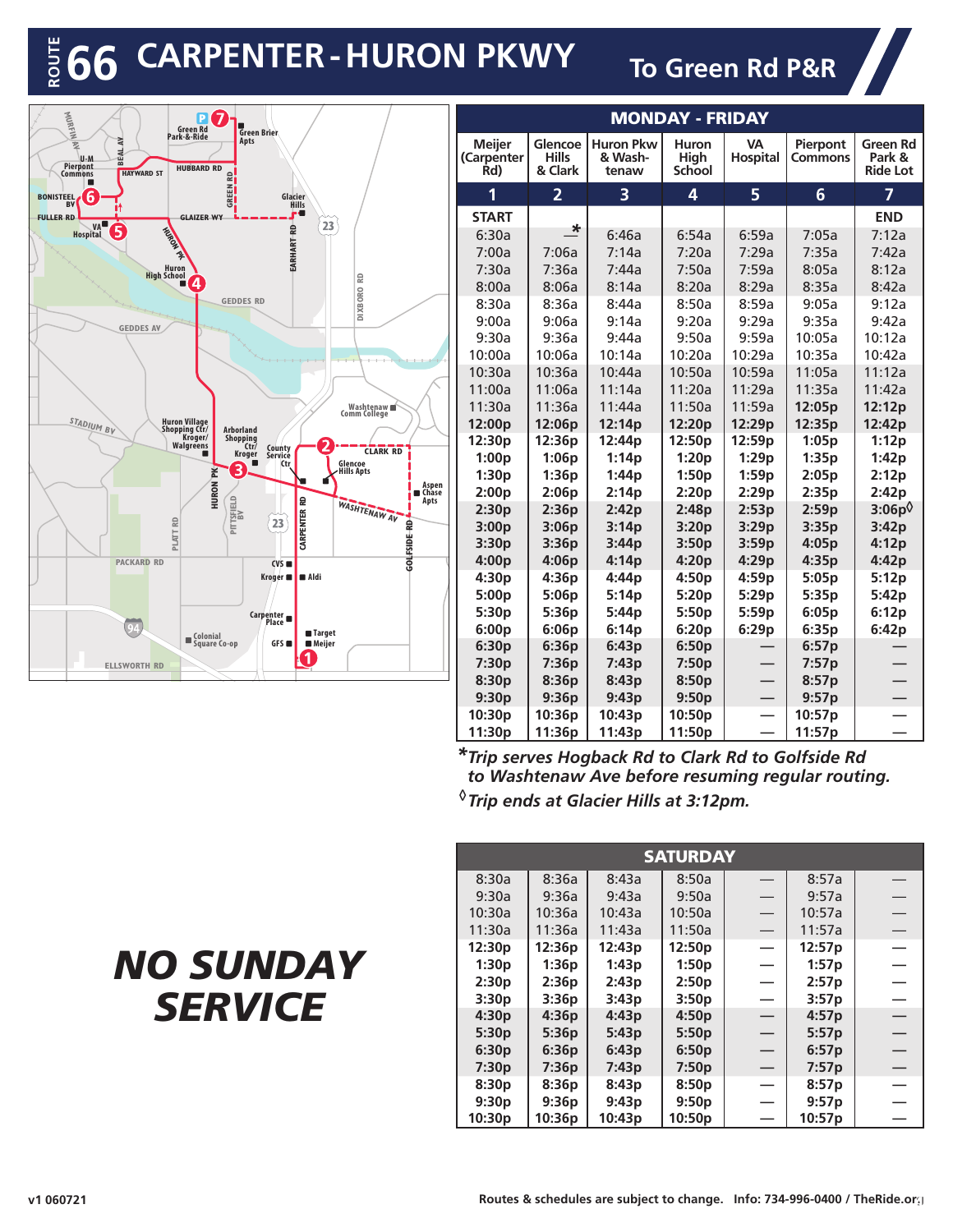# ROUTE 66 CARPENTER-HURON PKWY

## To Green Rd P&R

Map labels: HURON AV, U-M Pierpont Commons, BEAL AV, HAYWARD ST, HUBBARD RD, Green Rd Park-&-Ride (7), Green Brier Apts, GREEN RD, BONISTEEL BV (6), FULLER RD, VA Hospital (5), GLAZIER WY, Glacier Hills, 23, HURON PK, EARHART RD, Huron High School (4), GEDDES RD, DIXBORO RD, GEDDES AV, Washtenaw Comm College, STADIUM BV, Huron Village Shopping Ctr/ Kroger/ Walgreens, Arborland Shopping Ctr/ Kroger, County Service Ctr, (2), CLARK RD, Glencoe Hills Apts, (3), Aspen Chase Apts, HURON PK, PITTSFIELD BV, WASHTENAW AV, PLATT RD, 23, CARPENTER RD, GOLFSIDE RD, PACKARD RD, CVS, Kroger, Aldi, 94, Carpenter Place, Colonial Square Co-op, GFS, Target, Meijer, ELLSWORTH RD, (1)

### MONDAY - FRIDAY

| Meijer (Carpenter Rd) | Glencoe Hills & Clark | Huron Pkw & Washtenaw | Huron High School | VA Hospital | Pierpont Commons | Green Rd Park & Ride Lot |
|---|---|---|---|---|---|---|
| 1 | 2 | 3 | 4 | 5 | 6 | 7 |
| START | | | | | | END |
| 6:30a | —* | 6:46a | 6:54a | 6:59a | 7:05a | 7:12a |
| 7:00a | 7:06a | 7:14a | 7:20a | 7:29a | 7:35a | 7:42a |
| 7:30a | 7:36a | 7:44a | 7:50a | 7:59a | 8:05a | 8:12a |
| 8:00a | 8:06a | 8:14a | 8:20a | 8:29a | 8:35a | 8:42a |
| 8:30a | 8:36a | 8:44a | 8:50a | 8:59a | 9:05a | 9:12a |
| 9:00a | 9:06a | 9:14a | 9:20a | 9:29a | 9:35a | 9:42a |
| 9:30a | 9:36a | 9:44a | 9:50a | 9:59a | 10:05a | 10:12a |
| 10:00a | 10:06a | 10:14a | 10:20a | 10:29a | 10:35a | 10:42a |
| 10:30a | 10:36a | 10:44a | 10:50a | 10:59a | 11:05a | 11:12a |
| 11:00a | 11:06a | 11:14a | 11:20a | 11:29a | 11:35a | 11:42a |
| 11:30a | 11:36a | 11:44a | 11:50a | 11:59a | **12:05p** | **12:12p** |
| **12:00p** | **12:06p** | **12:14p** | **12:20p** | **12:29p** | **12:35p** | **12:42p** |
| **12:30p** | **12:36p** | **12:44p** | **12:50p** | **12:59p** | **1:05p** | **1:12p** |
| **1:00p** | **1:06p** | **1:14p** | **1:20p** | **1:29p** | **1:35p** | **1:42p** |
| **1:30p** | **1:36p** | **1:44p** | **1:50p** | **1:59p** | **2:05p** | **2:12p** |
| **2:00p** | **2:06p** | **2:14p** | **2:20p** | **2:29p** | **2:35p** | **2:42p** |
| **2:30p** | **2:36p** | **2:42p** | **2:48p** | **2:53p** | **2:59p** | **3:06p**◊ |
| **3:00p** | **3:06p** | **3:14p** | **3:20p** | **3:29p** | **3:35p** | **3:42p** |
| **3:30p** | **3:36p** | **3:44p** | **3:50p** | **3:59p** | **4:05p** | **4:12p** |
| **4:00p** | **4:06p** | **4:14p** | **4:20p** | **4:29p** | **4:35p** | **4:42p** |
| **4:30p** | **4:36p** | **4:44p** | **4:50p** | **4:59p** | **5:05p** | **5:12p** |
| **5:00p** | **5:06p** | **5:14p** | **5:20p** | **5:29p** | **5:35p** | **5:42p** |
| **5:30p** | **5:36p** | **5:44p** | **5:50p** | **5:59p** | **6:05p** | **6:12p** |
| **6:00p** | **6:06p** | **6:14p** | **6:20p** | **6:29p** | **6:35p** | **6:42p** |
| **6:30p** | **6:36p** | **6:43p** | **6:50p** | — | **6:57p** | — |
| **7:30p** | **7:36p** | **7:43p** | **7:50p** | — | **7:57p** | — |
| **8:30p** | **8:36p** | **8:43p** | **8:50p** | — | **8:57p** | — |
| **9:30p** | **9:36p** | **9:43p** | **9:50p** | — | **9:57p** | — |
| **10:30p** | **10:36p** | **10:43p** | **10:50p** | — | **10:57p** | — |
| **11:30p** | **11:36p** | **11:43p** | **11:50p** | — | **11:57p** | — |

****Trip serves Hogback Rd to Clark Rd to Golfside Rd to Washtenaw Ave before resuming regular routing.***

***◊Trip ends at Glacier Hills at 3:12pm.***

### SATURDAY

| Meijer (Carpenter Rd) | Glencoe Hills & Clark | Huron Pkw & Washtenaw | Huron High School | VA Hospital | Pierpont Commons | Green Rd Park & Ride Lot |
|---|---|---|---|---|---|---|
| 8:30a | 8:36a | 8:43a | 8:50a | — | 8:57a | — |
| 9:30a | 9:36a | 9:43a | 9:50a | — | 9:57a | — |
| 10:30a | 10:36a | 10:43a | 10:50a | — | 10:57a | — |
| 11:30a | 11:36a | 11:43a | 11:50a | — | 11:57a | — |
| **12:30p** | **12:36p** | **12:43p** | **12:50p** | — | **12:57p** | — |
| **1:30p** | **1:36p** | **1:43p** | **1:50p** | — | **1:57p** | — |
| **2:30p** | **2:36p** | **2:43p** | **2:50p** | — | **2:57p** | — |
| **3:30p** | **3:36p** | **3:43p** | **3:50p** | — | **3:57p** | — |
| **4:30p** | **4:36p** | **4:43p** | **4:50p** | — | **4:57p** | — |
| **5:30p** | **5:36p** | **5:43p** | **5:50p** | — | **5:57p** | — |
| **6:30p** | **6:36p** | **6:43p** | **6:50p** | — | **6:57p** | — |
| **7:30p** | **7:36p** | **7:43p** | **7:50p** | — | **7:57p** | — |
| **8:30p** | **8:36p** | **8:43p** | **8:50p** | — | **8:57p** | — |
| **9:30p** | **9:36p** | **9:43p** | **9:50p** | — | **9:57p** | — |
| **10:30p** | **10:36p** | **10:43p** | **10:50p** | — | **10:57p** | — |

***NO SUNDAY SERVICE***

v1 060721

Routes & schedules are subject to change. Info: 734-996-0400 / TheRide.org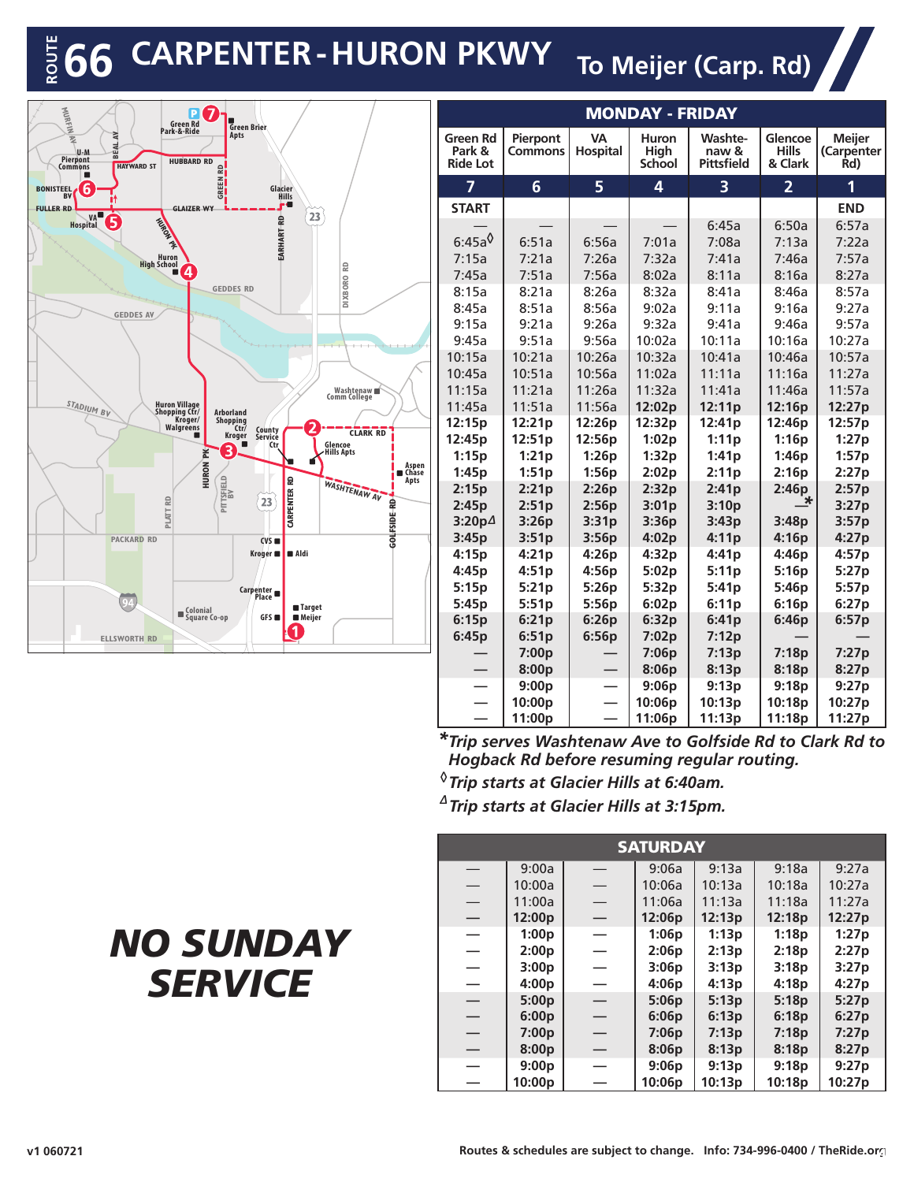# ROUTE 66 CARPENTER-HURON PKWY To Meijer (Carp. Rd)

| MONDAY - FRIDAY | | | | | | |
|---|---|---|---|---|---|---|
| Green Rd Park & Ride Lot | Pierpont Commons | VA Hospital | Huron High School | Washtenaw & Pittsfield | Glencoe Hills & Clark | Meijer (Carpenter Rd) |
| 7 | 6 | 5 | 4 | 3 | 2 | 1 |
| START | | | | | | END |
| — | — | — | — | 6:45a | 6:50a | 6:57a |
| 6:45a◊ | 6:51a | 6:56a | 7:01a | 7:08a | 7:13a | 7:22a |
| 7:15a | 7:21a | 7:26a | 7:32a | 7:41a | 7:46a | 7:57a |
| 7:45a | 7:51a | 7:56a | 8:02a | 8:11a | 8:16a | 8:27a |
| 8:15a | 8:21a | 8:26a | 8:32a | 8:41a | 8:46a | 8:57a |
| 8:45a | 8:51a | 8:56a | 9:02a | 9:11a | 9:16a | 9:27a |
| 9:15a | 9:21a | 9:26a | 9:32a | 9:41a | 9:46a | 9:57a |
| 9:45a | 9:51a | 9:56a | 10:02a | 10:11a | 10:16a | 10:27a |
| 10:15a | 10:21a | 10:26a | 10:32a | 10:41a | 10:46a | 10:57a |
| 10:45a | 10:51a | 10:56a | 11:02a | 11:11a | 11:16a | 11:27a |
| 11:15a | 11:21a | 11:26a | 11:32a | 11:41a | 11:46a | 11:57a |
| 11:45a | 11:51a | 11:56a | 12:02p | 12:11p | 12:16p | 12:27p |
| 12:15p | 12:21p | 12:26p | 12:32p | 12:41p | 12:46p | 12:57p |
| 12:45p | 12:51p | 12:56p | 1:02p | 1:11p | 1:16p | 1:27p |
| 1:15p | 1:21p | 1:26p | 1:32p | 1:41p | 1:46p | 1:57p |
| 1:45p | 1:51p | 1:56p | 2:02p | 2:11p | 2:16p | 2:27p |
| 2:15p | 2:21p | 2:26p | 2:32p | 2:41p | 2:46p | 2:57p |
| 2:45p | 2:51p | 2:56p | 3:01p | 3:10p | —* | 3:27p |
| 3:20pΔ | 3:26p | 3:31p | 3:36p | 3:43p | 3:48p | 3:57p |
| 3:45p | 3:51p | 3:56p | 4:02p | 4:11p | 4:16p | 4:27p |
| 4:15p | 4:21p | 4:26p | 4:32p | 4:41p | 4:46p | 4:57p |
| 4:45p | 4:51p | 4:56p | 5:02p | 5:11p | 5:16p | 5:27p |
| 5:15p | 5:21p | 5:26p | 5:32p | 5:41p | 5:46p | 5:57p |
| 5:45p | 5:51p | 5:56p | 6:02p | 6:11p | 6:16p | 6:27p |
| 6:15p | 6:21p | 6:26p | 6:32p | 6:41p | 6:46p | 6:57p |
| 6:45p | 6:51p | 6:56p | 7:02p | 7:12p | — | — |
| — | 7:00p | — | 7:06p | 7:13p | 7:18p | 7:27p |
| — | 8:00p | — | 8:06p | 8:13p | 8:18p | 8:27p |
| — | 9:00p | — | 9:06p | 9:13p | 9:18p | 9:27p |
| — | 10:00p | — | 10:06p | 10:13p | 10:18p | 10:27p |
| — | 11:00p | — | 11:06p | 11:13p | 11:18p | 11:27p |

*Trip serves Washtenaw Ave to Golfside Rd to Clark Rd to Hogback Rd before resuming regular routing.

◊Trip starts at Glacier Hills at 6:40am.

ΔTrip starts at Glacier Hills at 3:15pm.

| SATURDAY | | | | | | |
|---|---|---|---|---|---|---|
| — | 9:00a | — | 9:06a | 9:13a | 9:18a | 9:27a |
| — | 10:00a | — | 10:06a | 10:13a | 10:18a | 10:27a |
| — | 11:00a | — | 11:06a | 11:13a | 11:18a | 11:27a |
| — | 12:00p | — | 12:06p | 12:13p | 12:18p | 12:27p |
| — | 1:00p | — | 1:06p | 1:13p | 1:18p | 1:27p |
| — | 2:00p | — | 2:06p | 2:13p | 2:18p | 2:27p |
| — | 3:00p | — | 3:06p | 3:13p | 3:18p | 3:27p |
| — | 4:00p | — | 4:06p | 4:13p | 4:18p | 4:27p |
| — | 5:00p | — | 5:06p | 5:13p | 5:18p | 5:27p |
| — | 6:00p | — | 6:06p | 6:13p | 6:18p | 6:27p |
| — | 7:00p | — | 7:06p | 7:13p | 7:18p | 7:27p |
| — | 8:00p | — | 8:06p | 8:13p | 8:18p | 8:27p |
| — | 9:00p | — | 9:06p | 9:13p | 9:18p | 9:27p |
| — | 10:00p | — | 10:06p | 10:13p | 10:18p | 10:27p |

**NO SUNDAY SERVICE**

v1 060721

Routes & schedules are subject to change. Info: 734-996-0400 / TheRide.org